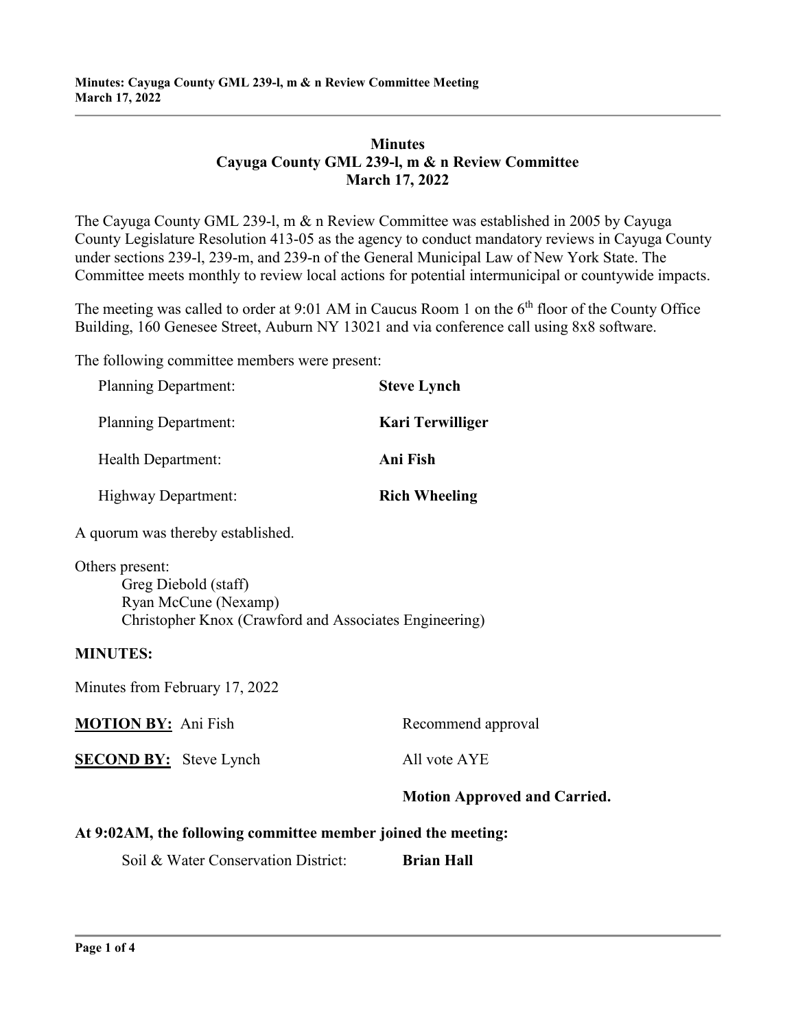# Minutes
## Cayuga County GML 239-l, m & n Review Committee
## March 17, 2022

The Cayuga County GML 239-l, m & n Review Committee was established in 2005 by Cayuga County Legislature Resolution 413-05 as the agency to conduct mandatory reviews in Cayuga County under sections 239-l, 239-m, and 239-n of the General Municipal Law of New York State. The Committee meets monthly to review local actions for potential intermunicipal or countywide impacts.

The meeting was called to order at 9:01 AM in Caucus Room 1 on the 6th floor of the County Office Building, 160 Genesee Street, Auburn NY 13021 and via conference call using 8x8 software.

The following committee members were present:

| | |
|---|---|
| Planning Department: | **Steve Lynch** |
| Planning Department: | **Kari Terwilliger** |
| Health Department: | **Ani Fish** |
| Highway Department: | **Rich Wheeling** |

A quorum was thereby established.

Others present:
- Greg Diebold (staff)
- Ryan McCune (Nexamp)
- Christopher Knox (Crawford and Associates Engineering)

**MINUTES:**

Minutes from February 17, 2022

| | |
|---|---|
| **MOTION BY:** Ani Fish | Recommend approval |
| **SECOND BY:** Steve Lynch | All vote AYE |
| | **Motion Approved and Carried.** |

**At 9:02AM, the following committee member joined the meeting:**

Soil & Water Conservation District: **Brian Hall**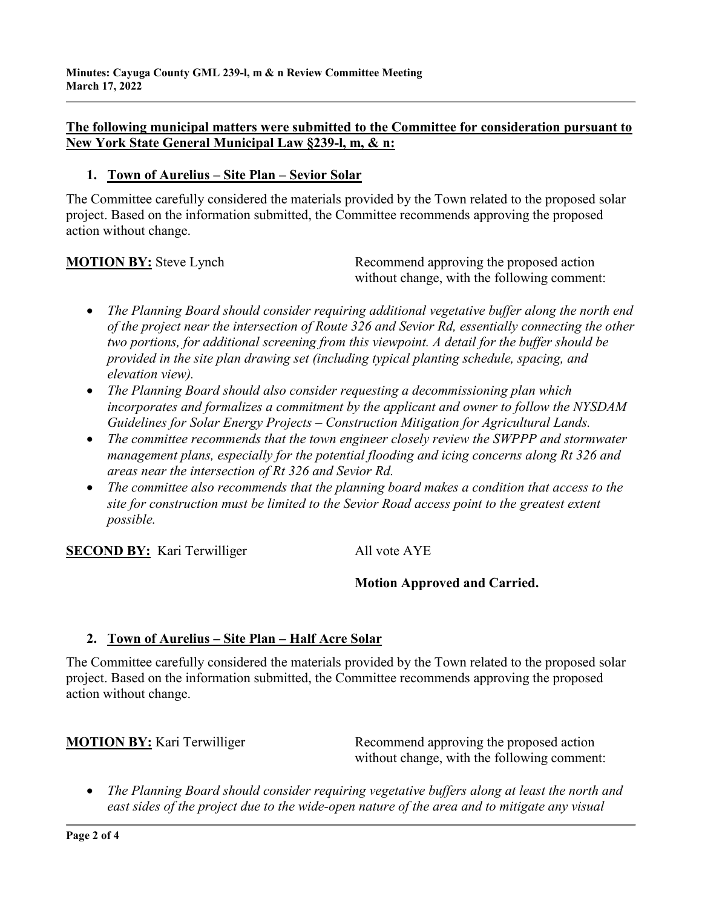**The following municipal matters were submitted to the Committee for consideration pursuant to New York State General Municipal Law §239-l, m, & n:**

1. **Town of Aurelius – Site Plan – Sevior Solar**

The Committee carefully considered the materials provided by the Town related to the proposed solar project. Based on the information submitted, the Committee recommends approving the proposed action without change.

**MOTION BY:** Steve Lynch — Recommend approving the proposed action without change, with the following comment:

- *The Planning Board should consider requiring additional vegetative buffer along the north end of the project near the intersection of Route 326 and Sevior Rd, essentially connecting the other two portions, for additional screening from this viewpoint. A detail for the buffer should be provided in the site plan drawing set (including typical planting schedule, spacing, and elevation view).*
- *The Planning Board should also consider requesting a decommissioning plan which incorporates and formalizes a commitment by the applicant and owner to follow the NYSDAM Guidelines for Solar Energy Projects – Construction Mitigation for Agricultural Lands.*
- *The committee recommends that the town engineer closely review the SWPPP and stormwater management plans, especially for the potential flooding and icing concerns along Rt 326 and areas near the intersection of Rt 326 and Sevior Rd.*
- *The committee also recommends that the planning board makes a condition that access to the site for construction must be limited to the Sevior Road access point to the greatest extent possible.*

**SECOND BY:** Kari Terwilliger — All vote AYE

**Motion Approved and Carried.**

2. **Town of Aurelius – Site Plan – Half Acre Solar**

The Committee carefully considered the materials provided by the Town related to the proposed solar project. Based on the information submitted, the Committee recommends approving the proposed action without change.

**MOTION BY:** Kari Terwilliger — Recommend approving the proposed action without change, with the following comment:

- *The Planning Board should consider requiring vegetative buffers along at least the north and east sides of the project due to the wide-open nature of the area and to mitigate any visual*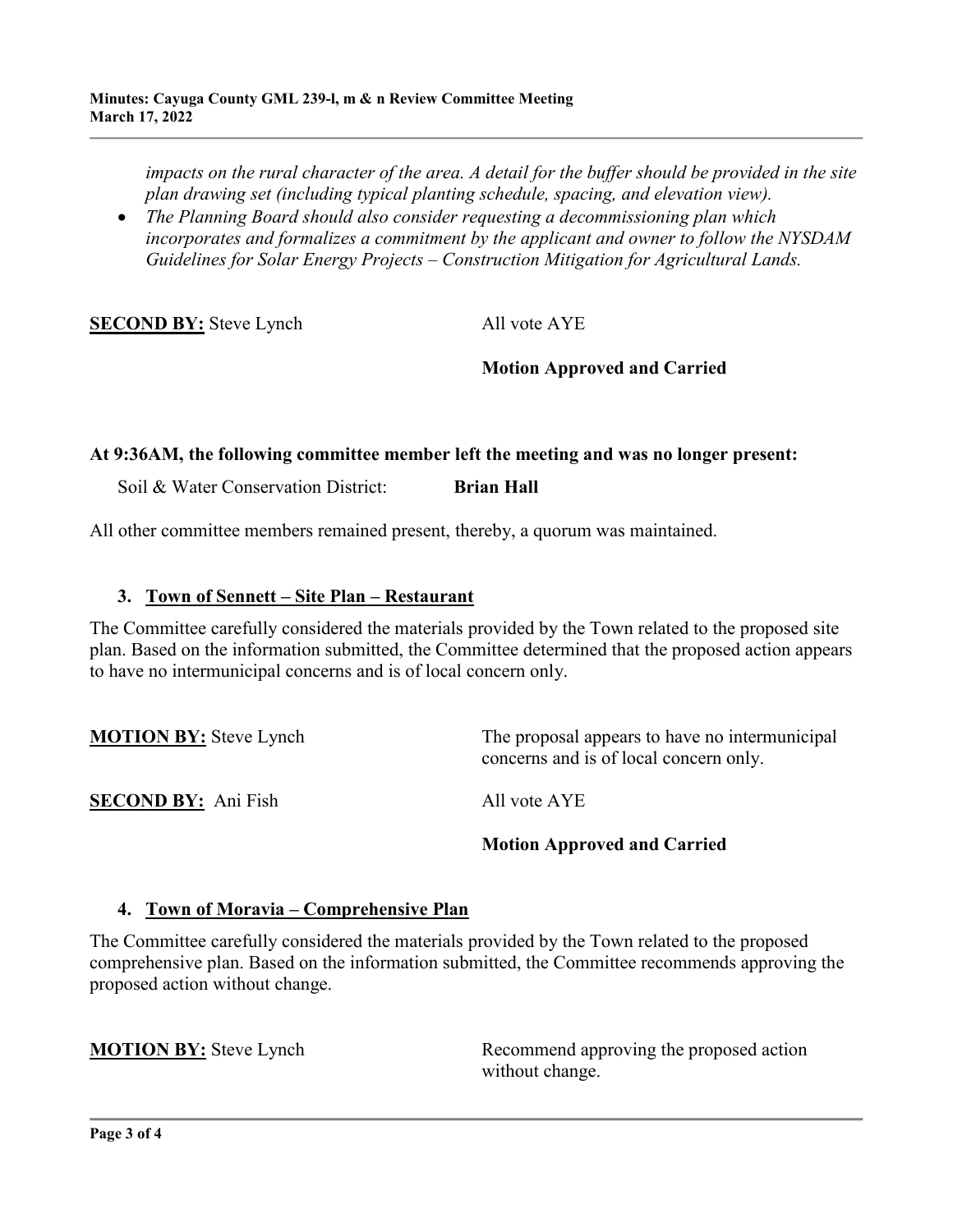*impacts on the rural character of the area. A detail for the buffer should be provided in the site plan drawing set (including typical planting schedule, spacing, and elevation view).*

- *The Planning Board should also consider requesting a decommissioning plan which incorporates and formalizes a commitment by the applicant and owner to follow the NYSDAM Guidelines for Solar Energy Projects – Construction Mitigation for Agricultural Lands.*

**SECOND BY:** Steve Lynch — All vote AYE

**Motion Approved and Carried**

**At 9:36AM, the following committee member left the meeting and was no longer present:**

Soil & Water Conservation District: **Brian Hall**

All other committee members remained present, thereby, a quorum was maintained.

### 3. Town of Sennett – Site Plan – Restaurant

The Committee carefully considered the materials provided by the Town related to the proposed site plan. Based on the information submitted, the Committee determined that the proposed action appears to have no intermunicipal concerns and is of local concern only.

**MOTION BY:** Steve Lynch — The proposal appears to have no intermunicipal concerns and is of local concern only.

**SECOND BY:** Ani Fish — All vote AYE

**Motion Approved and Carried**

### 4. Town of Moravia – Comprehensive Plan

The Committee carefully considered the materials provided by the Town related to the proposed comprehensive plan. Based on the information submitted, the Committee recommends approving the proposed action without change.

**MOTION BY:** Steve Lynch — Recommend approving the proposed action without change.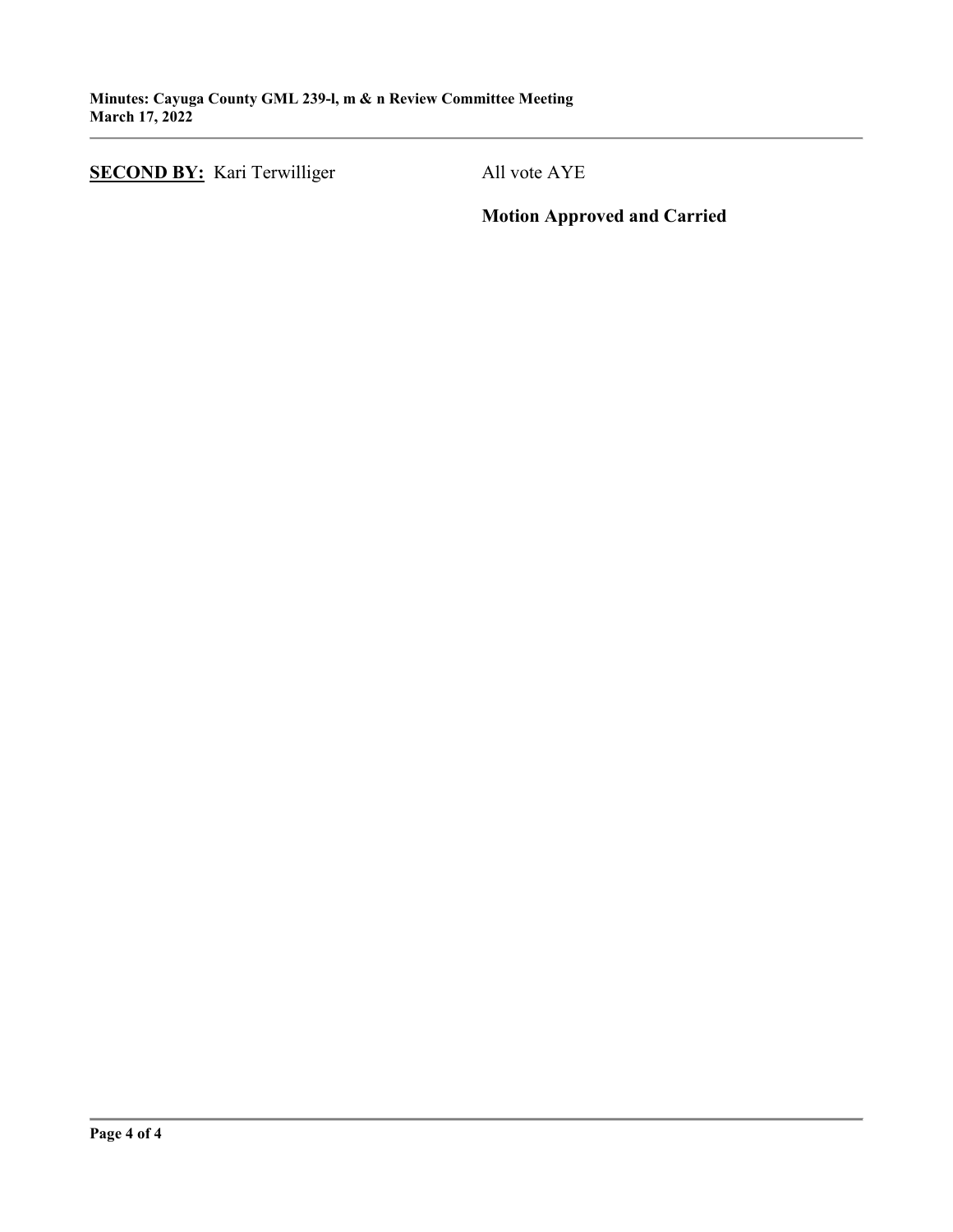**<u>SECOND BY:</u>** Kari Terwilliger All vote AYE

**Motion Approved and Carried**